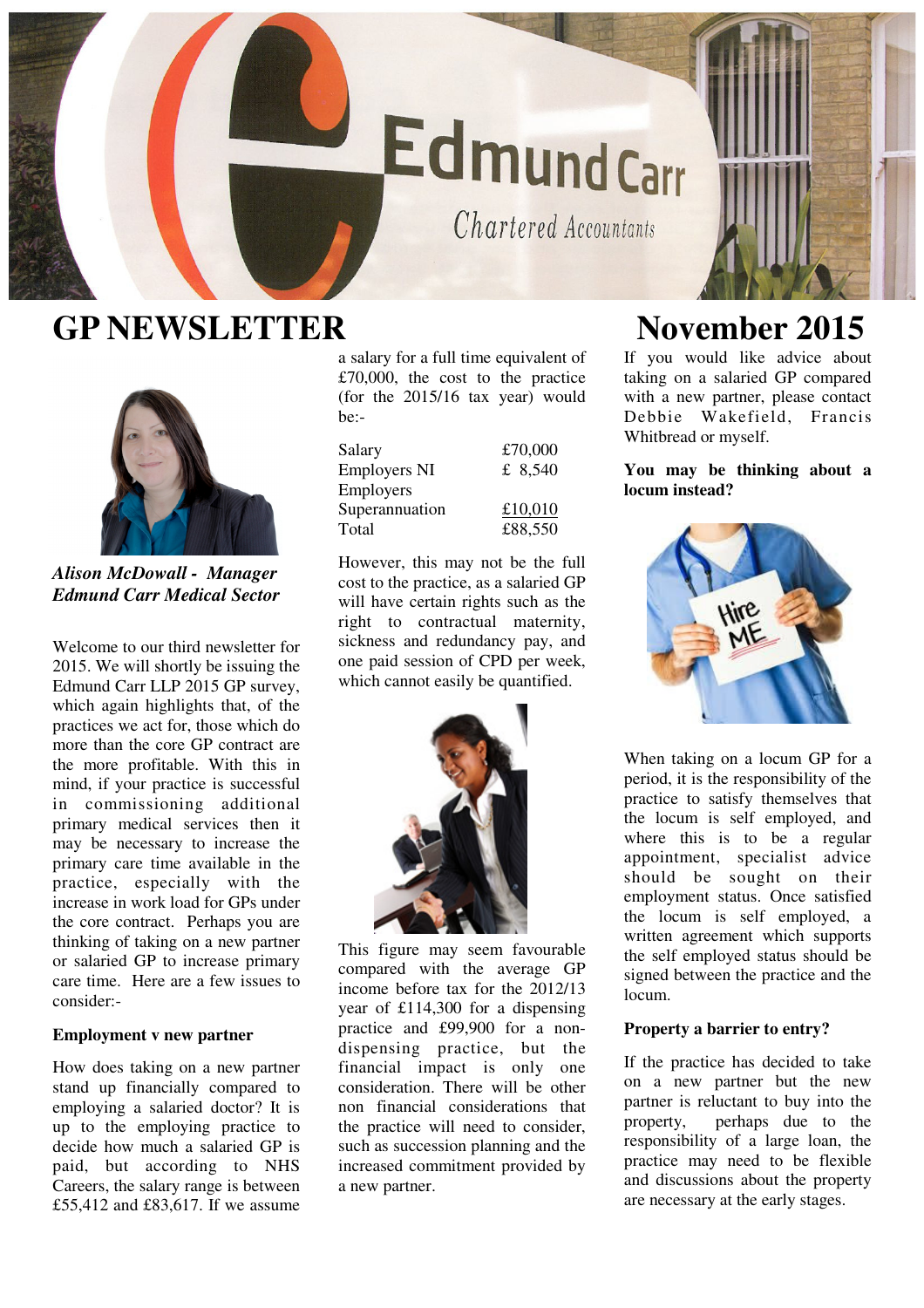# GP NEWSLETTER

# November 2015

***Alison McDowall - Manager***
***Edmund Carr Medical Sector***

Welcome to our third newsletter for 2015. We will shortly be issuing the Edmund Carr LLP 2015 GP survey, which again highlights that, of the practices we act for, those which do more than the core GP contract are the more profitable. With this in mind, if your practice is successful in commissioning additional primary medical services then it may be necessary to increase the primary care time available in the practice, especially with the increase in work load for GPs under the core contract. Perhaps you are thinking of taking on a new partner or salaried GP to increase primary care time. Here are a few issues to consider:-

**Employment v new partner**

How does taking on a new partner stand up financially compared to employing a salaried doctor? It is up to the employing practice to decide how much a salaried GP is paid, but according to NHS Careers, the salary range is between £55,412 and £83,617. If we assume a salary for a full time equivalent of £70,000, the cost to the practice (for the 2015/16 tax year) would be:-

| | |
|---|---|
| Salary | £70,000 |
| Employers NI | £ 8,540 |
| Employers Superannuation | £10,010 |
| Total | £88,550 |

However, this may not be the full cost to the practice, as a salaried GP will have certain rights such as the right to contractual maternity, sickness and redundancy pay, and one paid session of CPD per week, which cannot easily be quantified.

This figure may seem favourable compared with the average GP income before tax for the 2012/13 year of £114,300 for a dispensing practice and £99,900 for a non-dispensing practice, but the financial impact is only one consideration. There will be other non financial considerations that the practice will need to consider, such as succession planning and the increased commitment provided by a new partner.

If you would like advice about taking on a salaried GP compared with a new partner, please contact Debbie Wakefield, Francis Whitbread or myself.

**You may be thinking about a locum instead?**

When taking on a locum GP for a period, it is the responsibility of the practice to satisfy themselves that the locum is self employed, and where this is to be a regular appointment, specialist advice should be sought on their employment status. Once satisfied the locum is self employed, a written agreement which supports the self employed status should be signed between the practice and the locum.

**Property a barrier to entry?**

If the practice has decided to take on a new partner but the new partner is reluctant to buy into the property, perhaps due to the responsibility of a large loan, the practice may need to be flexible and discussions about the property are necessary at the early stages.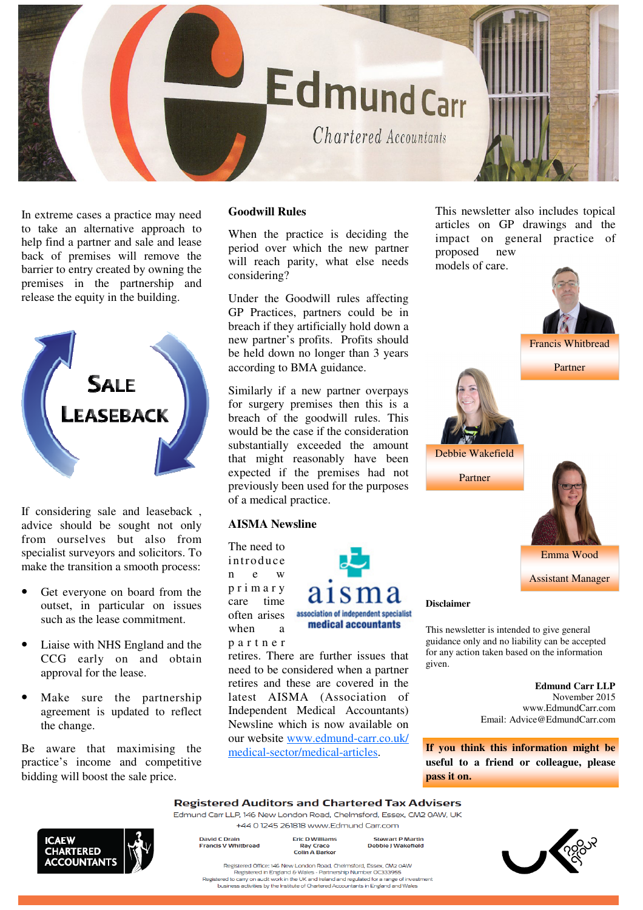In extreme cases a practice may need to take an alternative approach to help find a partner and sale and lease back of premises will remove the barrier to entry created by owning the premises in the partnership and release the equity in the building.

SALE LEASEBACK

If considering sale and leaseback , advice should be sought not only from ourselves but also from specialist surveyors and solicitors. To make the transition a smooth process:

- Get everyone on board from the outset, in particular on issues such as the lease commitment.
- Liaise with NHS England and the CCG early on and obtain approval for the lease.
- Make sure the partnership agreement is updated to reflect the change.

Be aware that maximising the practice's income and competitive bidding will boost the sale price.

## Goodwill Rules

When the practice is deciding the period over which the new partner will reach parity, what else needs considering?

Under the Goodwill rules affecting GP Practices, partners could be in breach if they artificially hold down a new partner's profits. Profits should be held down no longer than 3 years according to BMA guidance.

Similarly if a new partner overpays for surgery premises then this is a breach of the goodwill rules. This would be the case if the consideration substantially exceeded the amount that might reasonably have been expected if the premises had not previously been used for the purposes of a medical practice.

## AISMA Newsline

aisma association of independent specialist medical accountants

The need to introduce new primary care time often arises when a partner retires. There are further issues that need to be considered when a partner retires and these are covered in the latest AISMA (Association of Independent Medical Accountants) Newsline which is now available on our website [www.edmund-carr.co.uk/medical-sector/medical-articles](www.edmund-carr.co.uk/medical-sector/medical-articles).

This newsletter also includes topical articles on GP drawings and the impact on general practice of proposed new models of care.

Francis Whitbread
Partner

Debbie Wakefield
Partner

Emma Wood
Assistant Manager

**Disclaimer**

This newsletter is intended to give general guidance only and no liability can be accepted for any action taken based on the information given.

**Edmund Carr LLP**
November 2015
www.EdmundCarr.com
Email: Advice@EdmundCarr.com

**If you think this information might be useful to a friend or colleague, please pass it on.**

**Registered Auditors and Chartered Tax Advisers**
Edmund Carr LLP, 146 New London Road, Chelmsford, Essex, CM2 0AW, UK
+44 0 1245 261818 www.Edmund Carr.com

ICAEW CHARTERED ACCOUNTANTS

David C Drain, Francis V Whitbread, Eric D Williams, Ray Craco, Colin A Barker, Stewart P Martin, Debbie J Wakefield

Registered Office: 146 New London Road, Chelmsford, Essex, CM2 0AW
Registered in England & Wales - Partnership Number OC333955
Registered to carry on audit work in the UK and Ireland and regulated for a range of investment business activities by the Institute of Chartered Accountants in England and Wales